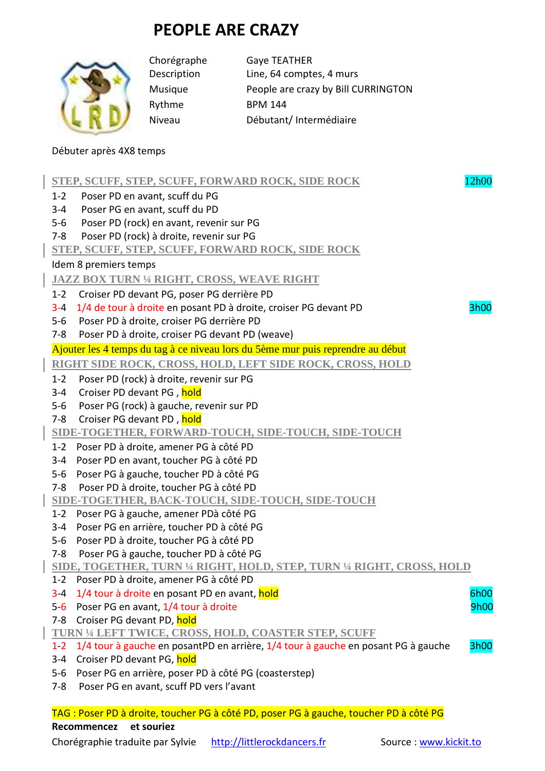# PEOPLE ARE CRAZY

| | |
|---|---|
| Chorégraphe | Gaye TEATHER |
| Description | Line, 64 comptes, 4 murs |
| Musique | People are crazy by Bill CURRINGTON |
| Rythme | BPM 144 |
| Niveau | Débutant/ Intermédiaire |

Débuter après 4X8 temps

**STEP, SCUFF, STEP, SCUFF, FORWARD ROCK, SIDE ROCK** — 12h00

1-2 Poser PD en avant, scuff du PG
3-4 Poser PG en avant, scuff du PD
5-6 Poser PD (rock) en avant, revenir sur PG
7-8 Poser PD (rock) à droite, revenir sur PG

**STEP, SCUFF, STEP, SCUFF, FORWARD ROCK, SIDE ROCK**

Idem 8 premiers temps

**JAZZ BOX TURN ¼ RIGHT, CROSS, WEAVE RIGHT**

1-2 Croiser PD devant PG, poser PG derrière PD
3-4 1/4 de tour à droite en posant PD à droite, croiser PG devant PD — 3h00
5-6 Poser PD à droite, croiser PG derrière PD
7-8 Poser PD à droite, croiser PG devant PD (weave)

Ajouter les 4 temps du tag à ce niveau lors du 5ème mur puis reprendre au début

**RIGHT SIDE ROCK, CROSS, HOLD, LEFT SIDE ROCK, CROSS, HOLD**

1-2 Poser PD (rock) à droite, revenir sur PG
3-4 Croiser PD devant PG , hold
5-6 Poser PG (rock) à gauche, revenir sur PD
7-8 Croiser PG devant PD , hold

**SIDE-TOGETHER, FORWARD-TOUCH, SIDE-TOUCH, SIDE-TOUCH**

1-2 Poser PD à droite, amener PG à côté PD
3-4 Poser PD en avant, toucher PG à côté PD
5-6 Poser PG à gauche, toucher PD à côté PG
7-8 Poser PD à droite, toucher PG à côté PD

**SIDE-TOGETHER, BACK-TOUCH, SIDE-TOUCH, SIDE-TOUCH**

1-2 Poser PG à gauche, amener PDà côté PG
3-4 Poser PG en arrière, toucher PD à côté PG
5-6 Poser PD à droite, toucher PG à côté PD
7-8 Poser PG à gauche, toucher PD à côté PG

**SIDE, TOGETHER, TURN ¼ RIGHT, HOLD, STEP, TURN ¼ RIGHT, CROSS, HOLD**

1-2 Poser PD à droite, amener PG à côté PD
3-4 1/4 tour à droite en posant PD en avant, hold — 6h00
5-6 Poser PG en avant, 1/4 tour à droite — 9h00
7-8 Croiser PG devant PD, hold

**TURN ¼ LEFT TWICE, CROSS, HOLD, COASTER STEP, SCUFF**

1-2 1/4 tour à gauche en posantPD en arrière, 1/4 tour à gauche en posant PG à gauche — 3h00
3-4 Croiser PD devant PG, hold
5-6 Poser PG en arrière, poser PD à côté PG (coasterstep)
7-8 Poser PG en avant, scuff PD vers l'avant

TAG : Poser PD à droite, toucher PG à côté PD, poser PG à gauche, toucher PD à côté PG

**Recommencez et souriez**

Chorégraphie traduite par Sylvie http://littlerockdancers.fr Source : www.kickit.to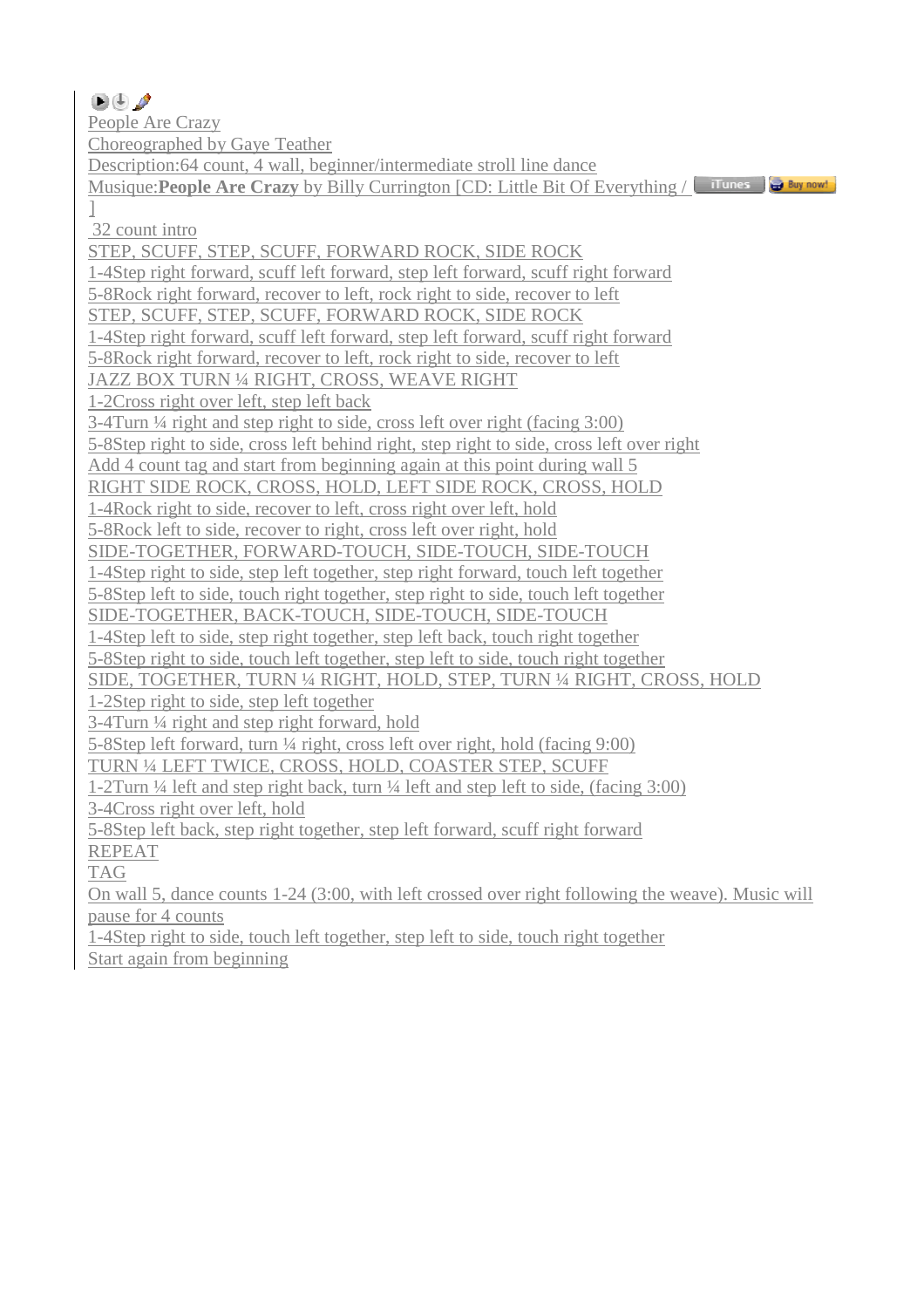People Are Crazy

Choreographed by Gaye Teather

Description:64 count, 4 wall, beginner/intermediate stroll line dance

Musique:**People Are Crazy** by Billy Currington [CD: Little Bit Of Everything / ]

32 count intro

STEP, SCUFF, STEP, SCUFF, FORWARD ROCK, SIDE ROCK

1-4Step right forward, scuff left forward, step left forward, scuff right forward

5-8Rock right forward, recover to left, rock right to side, recover to left

STEP, SCUFF, STEP, SCUFF, FORWARD ROCK, SIDE ROCK

1-4Step right forward, scuff left forward, step left forward, scuff right forward

5-8Rock right forward, recover to left, rock right to side, recover to left

JAZZ BOX TURN ¼ RIGHT, CROSS, WEAVE RIGHT

1-2Cross right over left, step left back

3-4Turn ¼ right and step right to side, cross left over right (facing 3:00)

5-8Step right to side, cross left behind right, step right to side, cross left over right

Add 4 count tag and start from beginning again at this point during wall 5

RIGHT SIDE ROCK, CROSS, HOLD, LEFT SIDE ROCK, CROSS, HOLD

1-4Rock right to side, recover to left, cross right over left, hold

5-8Rock left to side, recover to right, cross left over right, hold

SIDE-TOGETHER, FORWARD-TOUCH, SIDE-TOUCH, SIDE-TOUCH

1-4Step right to side, step left together, step right forward, touch left together

5-8Step left to side, touch right together, step right to side, touch left together

SIDE-TOGETHER, BACK-TOUCH, SIDE-TOUCH, SIDE-TOUCH

1-4Step left to side, step right together, step left back, touch right together

5-8Step right to side, touch left together, step left to side, touch right together

SIDE, TOGETHER, TURN ¼ RIGHT, HOLD, STEP, TURN ¼ RIGHT, CROSS, HOLD

1-2Step right to side, step left together

3-4Turn ¼ right and step right forward, hold

5-8Step left forward, turn ¼ right, cross left over right, hold (facing 9:00)

TURN ¼ LEFT TWICE, CROSS, HOLD, COASTER STEP, SCUFF

1-2Turn ¼ left and step right back, turn ¼ left and step left to side, (facing 3:00)

3-4Cross right over left, hold

5-8Step left back, step right together, step left forward, scuff right forward

REPEAT

TAG

On wall 5, dance counts 1-24 (3:00, with left crossed over right following the weave). Music will pause for 4 counts

1-4Step right to side, touch left together, step left to side, touch right together

Start again from beginning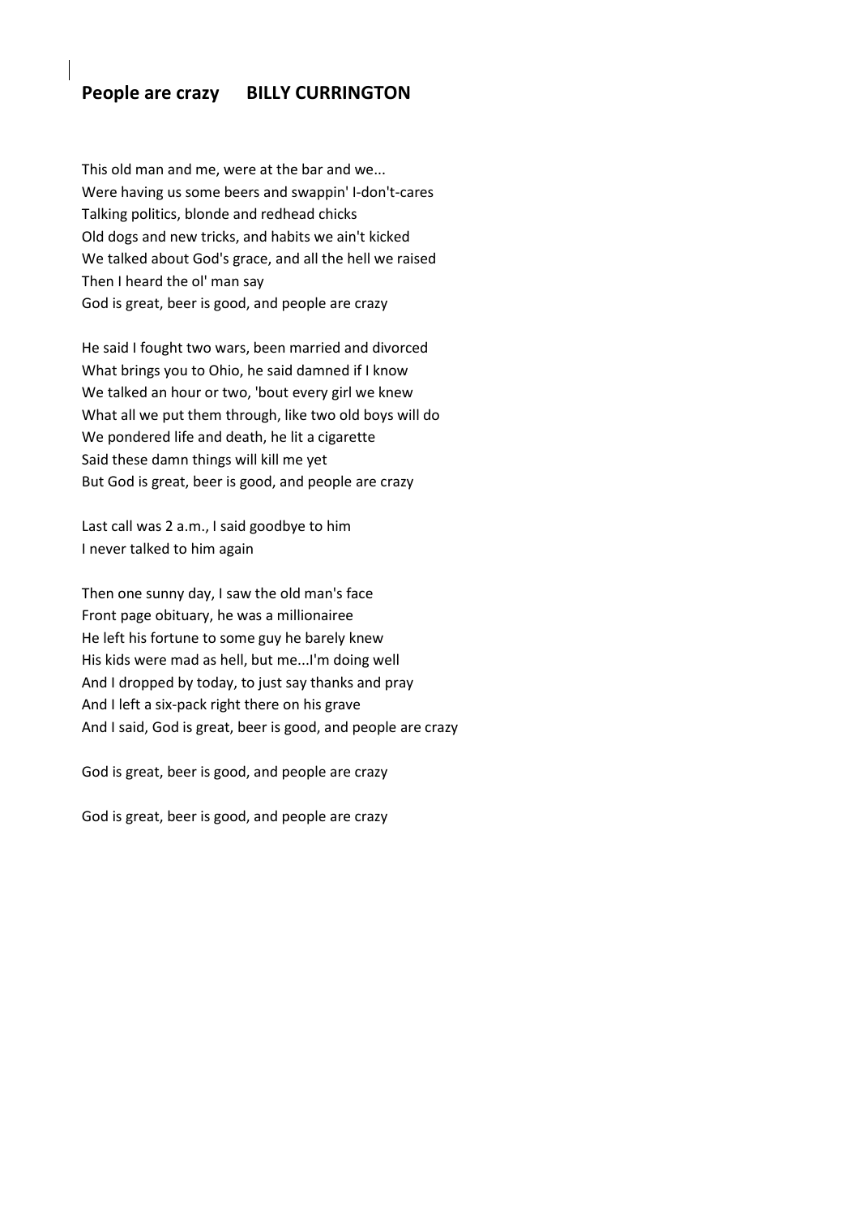# People are crazy BILLY CURRINGTON

This old man and me, were at the bar and we...
Were having us some beers and swappin' I-don't-cares
Talking politics, blonde and redhead chicks
Old dogs and new tricks, and habits we ain't kicked
We talked about God's grace, and all the hell we raised
Then I heard the ol' man say
God is great, beer is good, and people are crazy

He said I fought two wars, been married and divorced
What brings you to Ohio, he said damned if I know
We talked an hour or two, 'bout every girl we knew
What all we put them through, like two old boys will do
We pondered life and death, he lit a cigarette
Said these damn things will kill me yet
But God is great, beer is good, and people are crazy

Last call was 2 a.m., I said goodbye to him
I never talked to him again

Then one sunny day, I saw the old man's face
Front page obituary, he was a millionairee
He left his fortune to some guy he barely knew
His kids were mad as hell, but me...I'm doing well
And I dropped by today, to just say thanks and pray
And I left a six-pack right there on his grave
And I said, God is great, beer is good, and people are crazy

God is great, beer is good, and people are crazy

God is great, beer is good, and people are crazy